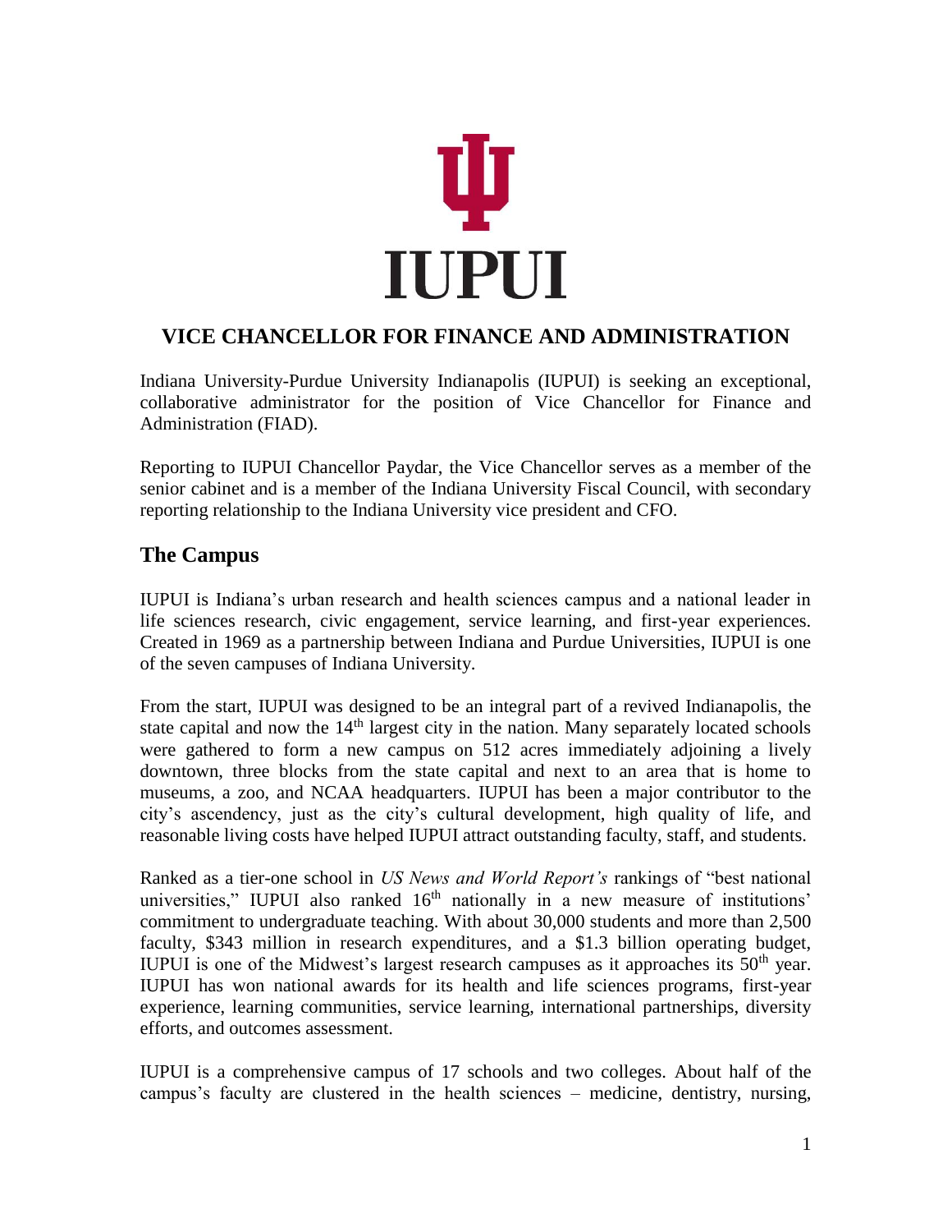IUPUI

# VICE CHANCELLOR FOR FINANCE AND ADMINISTRATION

Indiana University-Purdue University Indianapolis (IUPUI) is seeking an exceptional, collaborative administrator for the position of Vice Chancellor for Finance and Administration (FIAD).

Reporting to IUPUI Chancellor Paydar, the Vice Chancellor serves as a member of the senior cabinet and is a member of the Indiana University Fiscal Council, with secondary reporting relationship to the Indiana University vice president and CFO.

## The Campus

IUPUI is Indiana's urban research and health sciences campus and a national leader in life sciences research, civic engagement, service learning, and first-year experiences. Created in 1969 as a partnership between Indiana and Purdue Universities, IUPUI is one of the seven campuses of Indiana University.

From the start, IUPUI was designed to be an integral part of a revived Indianapolis, the state capital and now the 14th largest city in the nation. Many separately located schools were gathered to form a new campus on 512 acres immediately adjoining a lively downtown, three blocks from the state capital and next to an area that is home to museums, a zoo, and NCAA headquarters. IUPUI has been a major contributor to the city's ascendency, just as the city's cultural development, high quality of life, and reasonable living costs have helped IUPUI attract outstanding faculty, staff, and students.

Ranked as a tier-one school in *US News and World Report's* rankings of "best national universities," IUPUI also ranked 16th nationally in a new measure of institutions' commitment to undergraduate teaching. With about 30,000 students and more than 2,500 faculty, $343 million in research expenditures, and a $1.3 billion operating budget, IUPUI is one of the Midwest's largest research campuses as it approaches its 50th year. IUPUI has won national awards for its health and life sciences programs, first-year experience, learning communities, service learning, international partnerships, diversity efforts, and outcomes assessment.

IUPUI is a comprehensive campus of 17 schools and two colleges. About half of the campus's faculty are clustered in the health sciences – medicine, dentistry, nursing,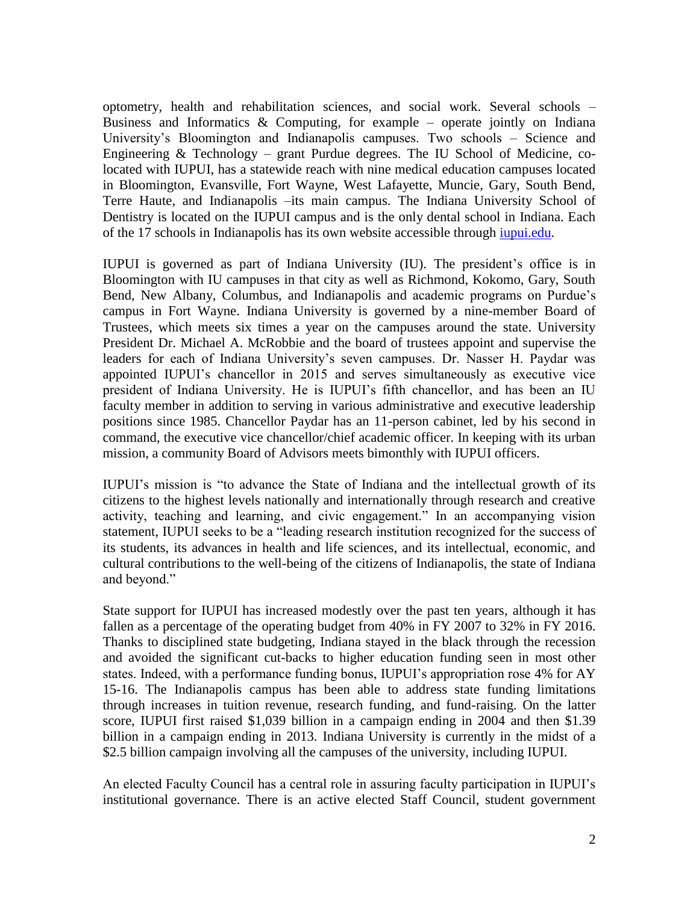optometry, health and rehabilitation sciences, and social work. Several schools – Business and Informatics & Computing, for example – operate jointly on Indiana University's Bloomington and Indianapolis campuses. Two schools – Science and Engineering & Technology – grant Purdue degrees. The IU School of Medicine, co-located with IUPUI, has a statewide reach with nine medical education campuses located in Bloomington, Evansville, Fort Wayne, West Lafayette, Muncie, Gary, South Bend, Terre Haute, and Indianapolis –its main campus. The Indiana University School of Dentistry is located on the IUPUI campus and is the only dental school in Indiana. Each of the 17 schools in Indianapolis has its own website accessible through [iupui.edu](iupui.edu).

IUPUI is governed as part of Indiana University (IU). The president's office is in Bloomington with IU campuses in that city as well as Richmond, Kokomo, Gary, South Bend, New Albany, Columbus, and Indianapolis and academic programs on Purdue's campus in Fort Wayne. Indiana University is governed by a nine-member Board of Trustees, which meets six times a year on the campuses around the state. University President Dr. Michael A. McRobbie and the board of trustees appoint and supervise the leaders for each of Indiana University's seven campuses. Dr. Nasser H. Paydar was appointed IUPUI's chancellor in 2015 and serves simultaneously as executive vice president of Indiana University. He is IUPUI's fifth chancellor, and has been an IU faculty member in addition to serving in various administrative and executive leadership positions since 1985. Chancellor Paydar has an 11-person cabinet, led by his second in command, the executive vice chancellor/chief academic officer. In keeping with its urban mission, a community Board of Advisors meets bimonthly with IUPUI officers.

IUPUI's mission is "to advance the State of Indiana and the intellectual growth of its citizens to the highest levels nationally and internationally through research and creative activity, teaching and learning, and civic engagement." In an accompanying vision statement, IUPUI seeks to be a "leading research institution recognized for the success of its students, its advances in health and life sciences, and its intellectual, economic, and cultural contributions to the well-being of the citizens of Indianapolis, the state of Indiana and beyond."

State support for IUPUI has increased modestly over the past ten years, although it has fallen as a percentage of the operating budget from 40% in FY 2007 to 32% in FY 2016. Thanks to disciplined state budgeting, Indiana stayed in the black through the recession and avoided the significant cut-backs to higher education funding seen in most other states. Indeed, with a performance funding bonus, IUPUI's appropriation rose 4% for AY 15-16. The Indianapolis campus has been able to address state funding limitations through increases in tuition revenue, research funding, and fund-raising. On the latter score, IUPUI first raised $1,039 billion in a campaign ending in 2004 and then $1.39 billion in a campaign ending in 2013. Indiana University is currently in the midst of a $2.5 billion campaign involving all the campuses of the university, including IUPUI.

An elected Faculty Council has a central role in assuring faculty participation in IUPUI's institutional governance. There is an active elected Staff Council, student government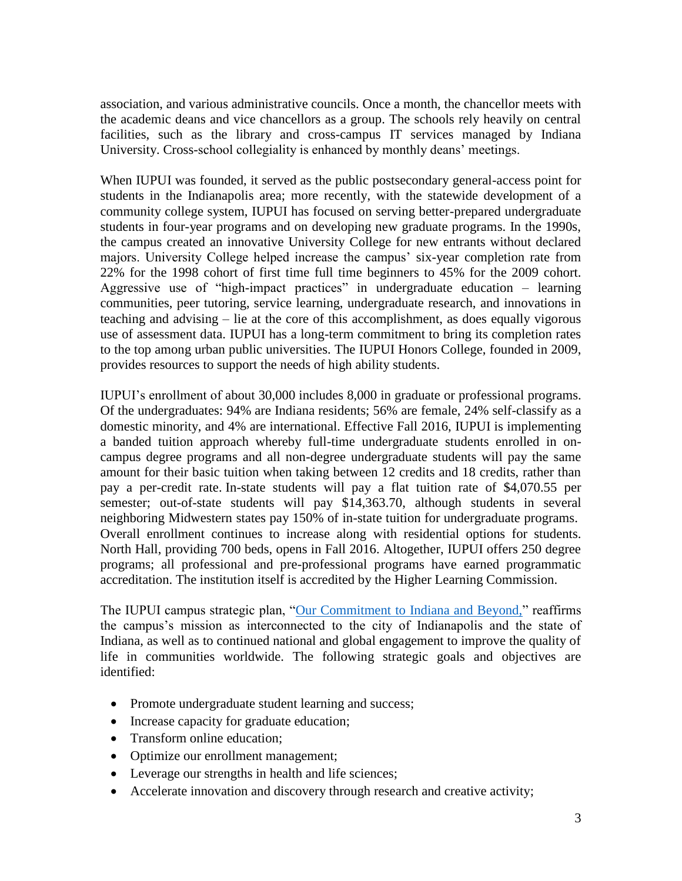association, and various administrative councils. Once a month, the chancellor meets with the academic deans and vice chancellors as a group. The schools rely heavily on central facilities, such as the library and cross-campus IT services managed by Indiana University. Cross-school collegiality is enhanced by monthly deans' meetings.

When IUPUI was founded, it served as the public postsecondary general-access point for students in the Indianapolis area; more recently, with the statewide development of a community college system, IUPUI has focused on serving better-prepared undergraduate students in four-year programs and on developing new graduate programs. In the 1990s, the campus created an innovative University College for new entrants without declared majors. University College helped increase the campus' six-year completion rate from 22% for the 1998 cohort of first time full time beginners to 45% for the 2009 cohort. Aggressive use of "high-impact practices" in undergraduate education – learning communities, peer tutoring, service learning, undergraduate research, and innovations in teaching and advising – lie at the core of this accomplishment, as does equally vigorous use of assessment data. IUPUI has a long-term commitment to bring its completion rates to the top among urban public universities. The IUPUI Honors College, founded in 2009, provides resources to support the needs of high ability students.

IUPUI's enrollment of about 30,000 includes 8,000 in graduate or professional programs. Of the undergraduates: 94% are Indiana residents; 56% are female, 24% self-classify as a domestic minority, and 4% are international. Effective Fall 2016, IUPUI is implementing a banded tuition approach whereby full-time undergraduate students enrolled in on-campus degree programs and all non-degree undergraduate students will pay the same amount for their basic tuition when taking between 12 credits and 18 credits, rather than pay a per-credit rate. In-state students will pay a flat tuition rate of $4,070.55 per semester; out-of-state students will pay $14,363.70, although students in several neighboring Midwestern states pay 150% of in-state tuition for undergraduate programs. Overall enrollment continues to increase along with residential options for students. North Hall, providing 700 beds, opens in Fall 2016. Altogether, IUPUI offers 250 degree programs; all professional and pre-professional programs have earned programmatic accreditation. The institution itself is accredited by the Higher Learning Commission.

The IUPUI campus strategic plan, "Our Commitment to Indiana and Beyond," reaffirms the campus's mission as interconnected to the city of Indianapolis and the state of Indiana, as well as to continued national and global engagement to improve the quality of life in communities worldwide. The following strategic goals and objectives are identified:

- Promote undergraduate student learning and success;
- Increase capacity for graduate education;
- Transform online education;
- Optimize our enrollment management;
- Leverage our strengths in health and life sciences;
- Accelerate innovation and discovery through research and creative activity;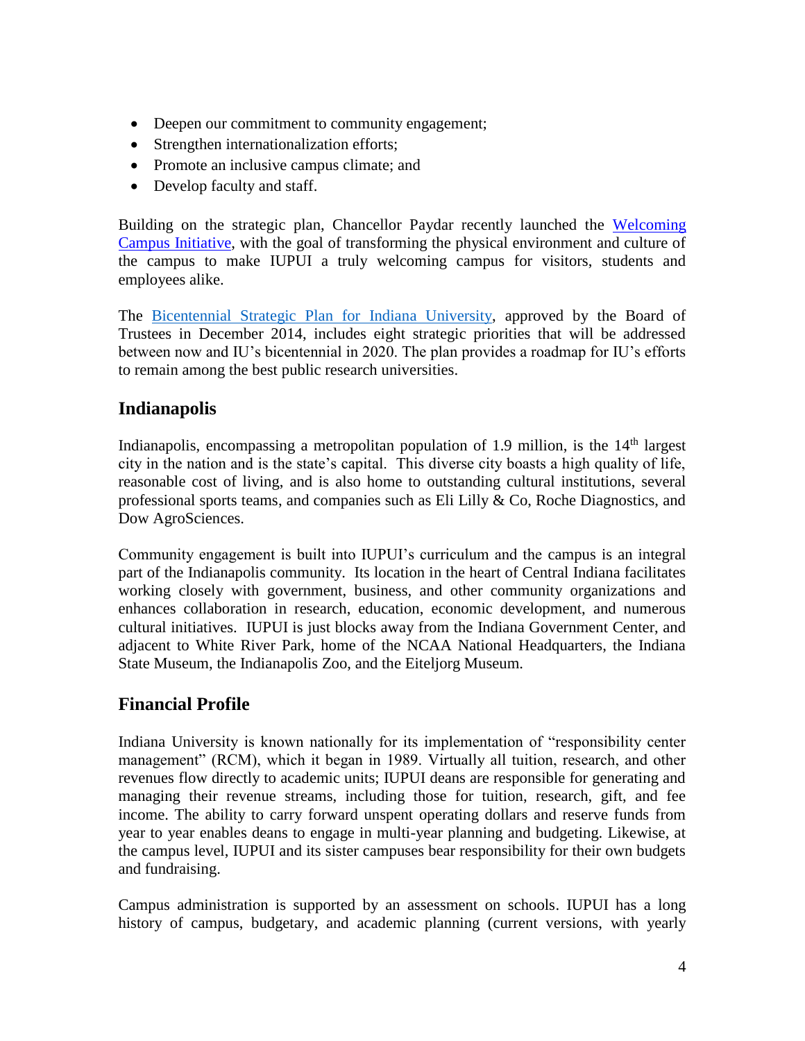- Deepen our commitment to community engagement;
- Strengthen internationalization efforts;
- Promote an inclusive campus climate; and
- Develop faculty and staff.

Building on the strategic plan, Chancellor Paydar recently launched the Welcoming Campus Initiative, with the goal of transforming the physical environment and culture of the campus to make IUPUI a truly welcoming campus for visitors, students and employees alike.

The Bicentennial Strategic Plan for Indiana University, approved by the Board of Trustees in December 2014, includes eight strategic priorities that will be addressed between now and IU's bicentennial in 2020. The plan provides a roadmap for IU's efforts to remain among the best public research universities.

## Indianapolis

Indianapolis, encompassing a metropolitan population of 1.9 million, is the 14th largest city in the nation and is the state's capital. This diverse city boasts a high quality of life, reasonable cost of living, and is also home to outstanding cultural institutions, several professional sports teams, and companies such as Eli Lilly & Co, Roche Diagnostics, and Dow AgroSciences.

Community engagement is built into IUPUI's curriculum and the campus is an integral part of the Indianapolis community. Its location in the heart of Central Indiana facilitates working closely with government, business, and other community organizations and enhances collaboration in research, education, economic development, and numerous cultural initiatives. IUPUI is just blocks away from the Indiana Government Center, and adjacent to White River Park, home of the NCAA National Headquarters, the Indiana State Museum, the Indianapolis Zoo, and the Eiteljorg Museum.

## Financial Profile

Indiana University is known nationally for its implementation of "responsibility center management" (RCM), which it began in 1989. Virtually all tuition, research, and other revenues flow directly to academic units; IUPUI deans are responsible for generating and managing their revenue streams, including those for tuition, research, gift, and fee income. The ability to carry forward unspent operating dollars and reserve funds from year to year enables deans to engage in multi-year planning and budgeting. Likewise, at the campus level, IUPUI and its sister campuses bear responsibility for their own budgets and fundraising.

Campus administration is supported by an assessment on schools. IUPUI has a long history of campus, budgetary, and academic planning (current versions, with yearly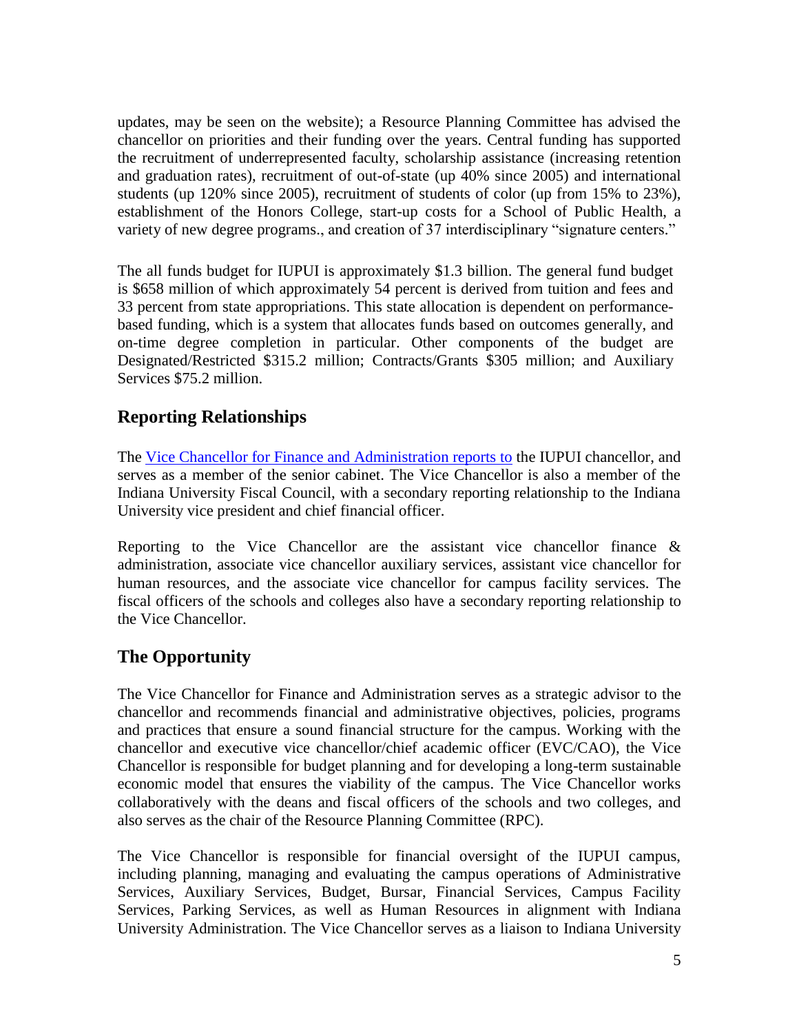updates, may be seen on the website); a Resource Planning Committee has advised the chancellor on priorities and their funding over the years. Central funding has supported the recruitment of underrepresented faculty, scholarship assistance (increasing retention and graduation rates), recruitment of out-of-state (up 40% since 2005) and international students (up 120% since 2005), recruitment of students of color (up from 15% to 23%), establishment of the Honors College, start-up costs for a School of Public Health, a variety of new degree programs., and creation of 37 interdisciplinary "signature centers."

The all funds budget for IUPUI is approximately $1.3 billion. The general fund budget is $658 million of which approximately 54 percent is derived from tuition and fees and 33 percent from state appropriations. This state allocation is dependent on performance-based funding, which is a system that allocates funds based on outcomes generally, and on-time degree completion in particular. Other components of the budget are Designated/Restricted $315.2 million; Contracts/Grants $305 million; and Auxiliary Services $75.2 million.

## Reporting Relationships

The [Vice Chancellor for Finance and Administration reports to](#) the IUPUI chancellor, and serves as a member of the senior cabinet. The Vice Chancellor is also a member of the Indiana University Fiscal Council, with a secondary reporting relationship to the Indiana University vice president and chief financial officer.

Reporting to the Vice Chancellor are the assistant vice chancellor finance & administration, associate vice chancellor auxiliary services, assistant vice chancellor for human resources, and the associate vice chancellor for campus facility services. The fiscal officers of the schools and colleges also have a secondary reporting relationship to the Vice Chancellor.

## The Opportunity

The Vice Chancellor for Finance and Administration serves as a strategic advisor to the chancellor and recommends financial and administrative objectives, policies, programs and practices that ensure a sound financial structure for the campus. Working with the chancellor and executive vice chancellor/chief academic officer (EVC/CAO), the Vice Chancellor is responsible for budget planning and for developing a long-term sustainable economic model that ensures the viability of the campus. The Vice Chancellor works collaboratively with the deans and fiscal officers of the schools and two colleges, and also serves as the chair of the Resource Planning Committee (RPC).

The Vice Chancellor is responsible for financial oversight of the IUPUI campus, including planning, managing and evaluating the campus operations of Administrative Services, Auxiliary Services, Budget, Bursar, Financial Services, Campus Facility Services, Parking Services, as well as Human Resources in alignment with Indiana University Administration. The Vice Chancellor serves as a liaison to Indiana University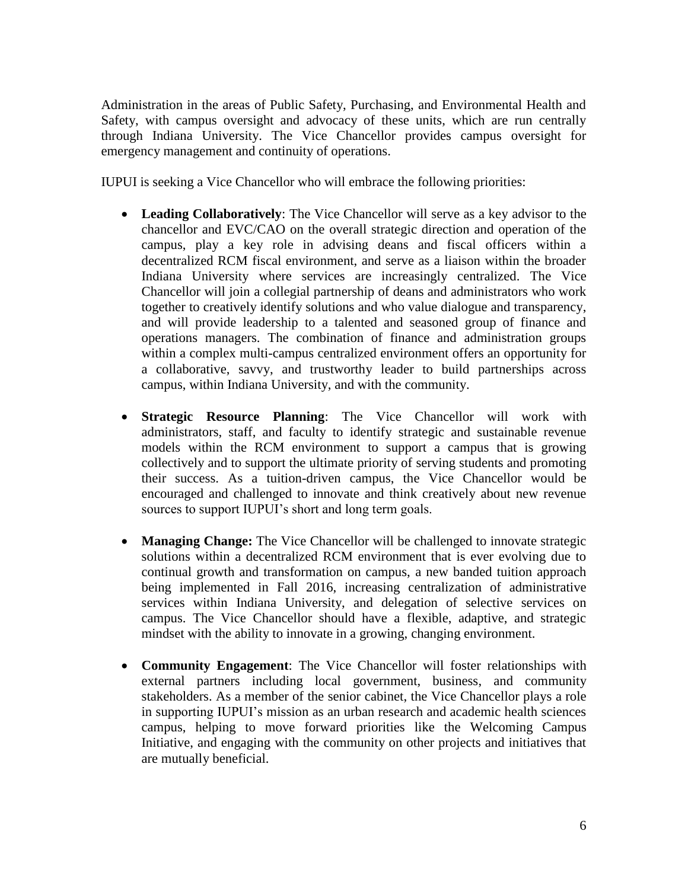Administration in the areas of Public Safety, Purchasing, and Environmental Health and Safety, with campus oversight and advocacy of these units, which are run centrally through Indiana University. The Vice Chancellor provides campus oversight for emergency management and continuity of operations.

IUPUI is seeking a Vice Chancellor who will embrace the following priorities:

- **Leading Collaboratively**: The Vice Chancellor will serve as a key advisor to the chancellor and EVC/CAO on the overall strategic direction and operation of the campus, play a key role in advising deans and fiscal officers within a decentralized RCM fiscal environment, and serve as a liaison within the broader Indiana University where services are increasingly centralized. The Vice Chancellor will join a collegial partnership of deans and administrators who work together to creatively identify solutions and who value dialogue and transparency, and will provide leadership to a talented and seasoned group of finance and operations managers. The combination of finance and administration groups within a complex multi-campus centralized environment offers an opportunity for a collaborative, savvy, and trustworthy leader to build partnerships across campus, within Indiana University, and with the community.

- **Strategic Resource Planning**: The Vice Chancellor will work with administrators, staff, and faculty to identify strategic and sustainable revenue models within the RCM environment to support a campus that is growing collectively and to support the ultimate priority of serving students and promoting their success. As a tuition-driven campus, the Vice Chancellor would be encouraged and challenged to innovate and think creatively about new revenue sources to support IUPUI's short and long term goals.

- **Managing Change:** The Vice Chancellor will be challenged to innovate strategic solutions within a decentralized RCM environment that is ever evolving due to continual growth and transformation on campus, a new banded tuition approach being implemented in Fall 2016, increasing centralization of administrative services within Indiana University, and delegation of selective services on campus. The Vice Chancellor should have a flexible, adaptive, and strategic mindset with the ability to innovate in a growing, changing environment.

- **Community Engagement**: The Vice Chancellor will foster relationships with external partners including local government, business, and community stakeholders. As a member of the senior cabinet, the Vice Chancellor plays a role in supporting IUPUI's mission as an urban research and academic health sciences campus, helping to move forward priorities like the Welcoming Campus Initiative, and engaging with the community on other projects and initiatives that are mutually beneficial.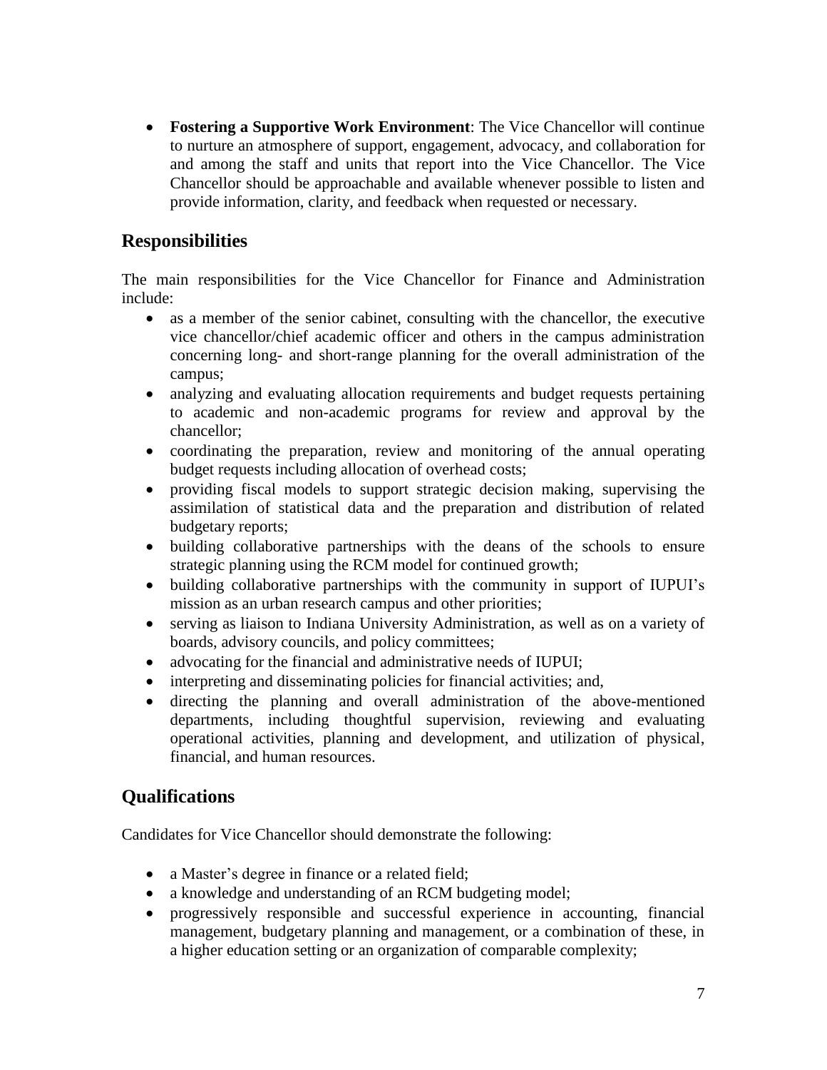- **Fostering a Supportive Work Environment**: The Vice Chancellor will continue to nurture an atmosphere of support, engagement, advocacy, and collaboration for and among the staff and units that report into the Vice Chancellor. The Vice Chancellor should be approachable and available whenever possible to listen and provide information, clarity, and feedback when requested or necessary.

## Responsibilities

The main responsibilities for the Vice Chancellor for Finance and Administration include:

- as a member of the senior cabinet, consulting with the chancellor, the executive vice chancellor/chief academic officer and others in the campus administration concerning long- and short-range planning for the overall administration of the campus;
- analyzing and evaluating allocation requirements and budget requests pertaining to academic and non-academic programs for review and approval by the chancellor;
- coordinating the preparation, review and monitoring of the annual operating budget requests including allocation of overhead costs;
- providing fiscal models to support strategic decision making, supervising the assimilation of statistical data and the preparation and distribution of related budgetary reports;
- building collaborative partnerships with the deans of the schools to ensure strategic planning using the RCM model for continued growth;
- building collaborative partnerships with the community in support of IUPUI's mission as an urban research campus and other priorities;
- serving as liaison to Indiana University Administration, as well as on a variety of boards, advisory councils, and policy committees;
- advocating for the financial and administrative needs of IUPUI;
- interpreting and disseminating policies for financial activities; and,
- directing the planning and overall administration of the above-mentioned departments, including thoughtful supervision, reviewing and evaluating operational activities, planning and development, and utilization of physical, financial, and human resources.

## Qualifications

Candidates for Vice Chancellor should demonstrate the following:

- a Master's degree in finance or a related field;
- a knowledge and understanding of an RCM budgeting model;
- progressively responsible and successful experience in accounting, financial management, budgetary planning and management, or a combination of these, in a higher education setting or an organization of comparable complexity;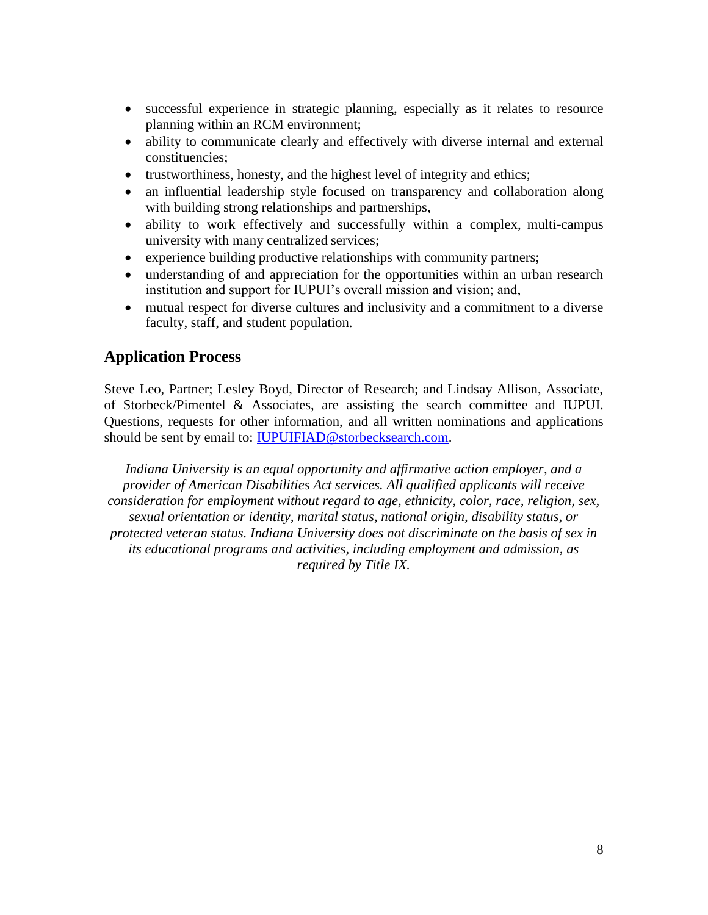- successful experience in strategic planning, especially as it relates to resource planning within an RCM environment;
- ability to communicate clearly and effectively with diverse internal and external constituencies;
- trustworthiness, honesty, and the highest level of integrity and ethics;
- an influential leadership style focused on transparency and collaboration along with building strong relationships and partnerships,
- ability to work effectively and successfully within a complex, multi-campus university with many centralized services;
- experience building productive relationships with community partners;
- understanding of and appreciation for the opportunities within an urban research institution and support for IUPUI's overall mission and vision; and,
- mutual respect for diverse cultures and inclusivity and a commitment to a diverse faculty, staff, and student population.

## Application Process

Steve Leo, Partner; Lesley Boyd, Director of Research; and Lindsay Allison, Associate, of Storbeck/Pimentel & Associates, are assisting the search committee and IUPUI. Questions, requests for other information, and all written nominations and applications should be sent by email to: IUPUIFIAD@storbecksearch.com.

*Indiana University is an equal opportunity and affirmative action employer, and a provider of American Disabilities Act services. All qualified applicants will receive consideration for employment without regard to age, ethnicity, color, race, religion, sex, sexual orientation or identity, marital status, national origin, disability status, or protected veteran status. Indiana University does not discriminate on the basis of sex in its educational programs and activities, including employment and admission, as required by Title IX.*